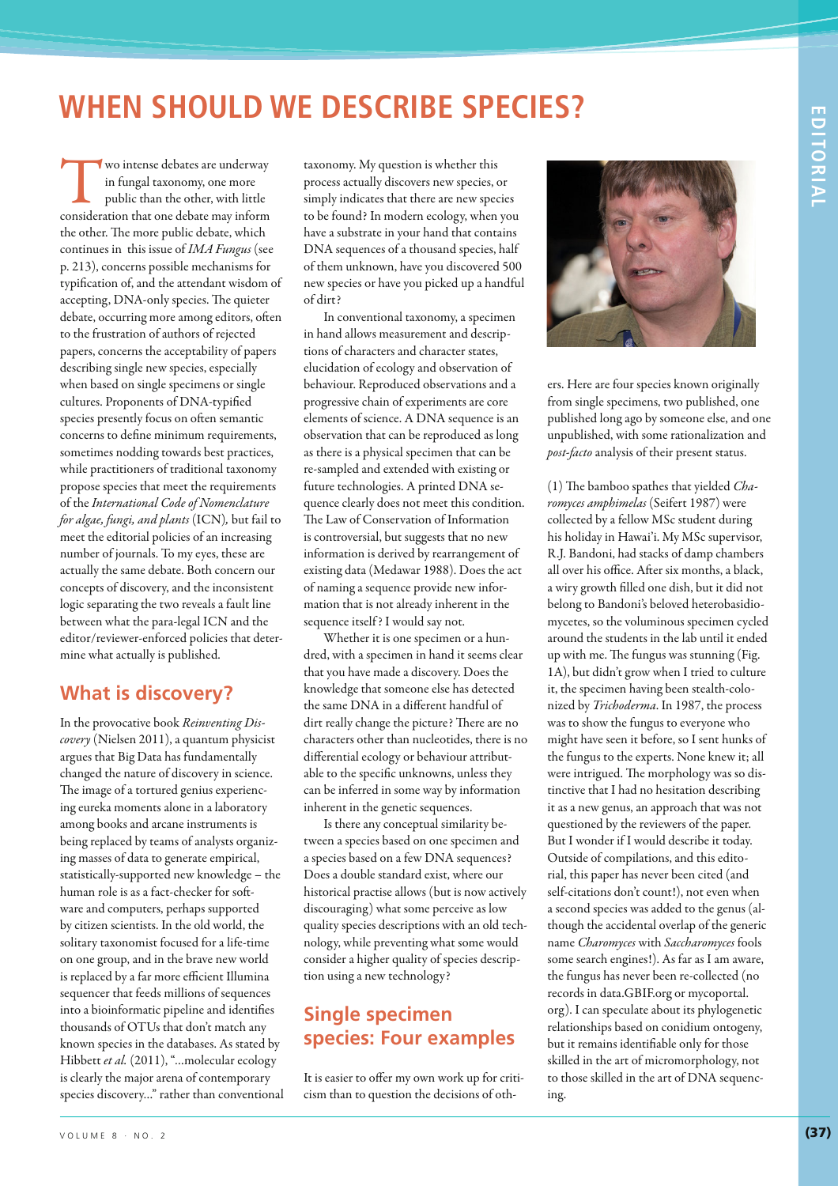# WHEN SHOULD WE DESCRIBE SPECIES?

Two intense debates are underway in fungal taxonomy, one more public than the other, with little consideration that one debate may inform the other. The more public debate, which continues in this issue of *IMA Fungus* (see p. 213), concerns possible mechanisms for typification of, and the attendant wisdom of accepting, DNA-only species. The quieter debate, occurring more among editors, often to the frustration of authors of rejected papers, concerns the acceptability of papers describing single new species, especially when based on single specimens or single cultures. Proponents of DNA-typified species presently focus on often semantic concerns to define minimum requirements, sometimes nodding towards best practices, while practitioners of traditional taxonomy propose species that meet the requirements of the *International Code of Nomenclature for algae, fungi, and plants* (ICN)*,* but fail to meet the editorial policies of an increasing number of journals. To my eyes, these are actually the same debate. Both concern our concepts of discovery, and the inconsistent logic separating the two reveals a fault line between what the para-legal ICN and the editor/reviewer-enforced policies that determine what actually is published.

## What is discovery?

In the provocative book *Reinventing Discovery* (Nielsen 2011), a quantum physicist argues that Big Data has fundamentally changed the nature of discovery in science. The image of a tortured genius experiencing eureka moments alone in a laboratory among books and arcane instruments is being replaced by teams of analysts organizing masses of data to generate empirical, statistically-supported new knowledge – the human role is as a fact-checker for software and computers, perhaps supported by citizen scientists. In the old world, the solitary taxonomist focused for a life-time on one group, and in the brave new world is replaced by a far more efficient Illumina sequencer that feeds millions of sequences into a bioinformatic pipeline and identifies thousands of OTUs that don't match any known species in the databases. As stated by Hibbett *et al.* (2011), "...molecular ecology is clearly the major arena of contemporary species discovery..." rather than conventional taxonomy. My question is whether this process actually discovers new species, or simply indicates that there are new species to be found? In modern ecology, when you have a substrate in your hand that contains DNA sequences of a thousand species, half of them unknown, have you discovered 500 new species or have you picked up a handful of dirt?

In conventional taxonomy, a specimen in hand allows measurement and descriptions of characters and character states, elucidation of ecology and observation of behaviour. Reproduced observations and a progressive chain of experiments are core elements of science. A DNA sequence is an observation that can be reproduced as long as there is a physical specimen that can be re-sampled and extended with existing or future technologies. A printed DNA sequence clearly does not meet this condition. The Law of Conservation of Information is controversial, but suggests that no new information is derived by rearrangement of existing data (Medawar 1988). Does the act of naming a sequence provide new information that is not already inherent in the sequence itself? I would say not.

Whether it is one specimen or a hundred, with a specimen in hand it seems clear that you have made a discovery. Does the knowledge that someone else has detected the same DNA in a different handful of dirt really change the picture? There are no characters other than nucleotides, there is no differential ecology or behaviour attributable to the specific unknowns, unless they can be inferred in some way by information inherent in the genetic sequences.

Is there any conceptual similarity between a species based on one specimen and a species based on a few DNA sequences? Does a double standard exist, where our historical practise allows (but is now actively discouraging) what some perceive as low quality species descriptions with an old technology, while preventing what some would consider a higher quality of species description using a new technology?

## Single specimen species: Four examples

It is easier to offer my own work up for criticism than to question the decisions of others. Here are four species known originally from single specimens, two published, one published long ago by someone else, and one unpublished, with some rationalization and *post-facto* analysis of their present status.

(1) The bamboo spathes that yielded *Charomyces amphimelas* (Seifert 1987) were collected by a fellow MSc student during his holiday in Hawai'i. My MSc supervisor, R.J. Bandoni, had stacks of damp chambers all over his office. After six months, a black, a wiry growth filled one dish, but it did not belong to Bandoni's beloved heterobasidiomycetes, so the voluminous specimen cycled around the students in the lab until it ended up with me. The fungus was stunning (Fig. 1A), but didn't grow when I tried to culture it, the specimen having been stealth-colonized by *Trichoderma*. In 1987, the process was to show the fungus to everyone who might have seen it before, so I sent hunks of the fungus to the experts. None knew it; all were intrigued. The morphology was so distinctive that I had no hesitation describing it as a new genus, an approach that was not questioned by the reviewers of the paper. But I wonder if I would describe it today. Outside of compilations, and this editorial, this paper has never been cited (and self-citations don't count!), not even when a second species was added to the genus (although the accidental overlap of the generic name *Charomyces* with *Saccharomyces* fools some search engines!). As far as I am aware, the fungus has never been re-collected (no records in data.GBIF.org or mycoportal.org). I can speculate about its phylogenetic relationships based on conidium ontogeny, but it remains identifiable only for those skilled in the art of micromorphology, not to those skilled in the art of DNA sequencing.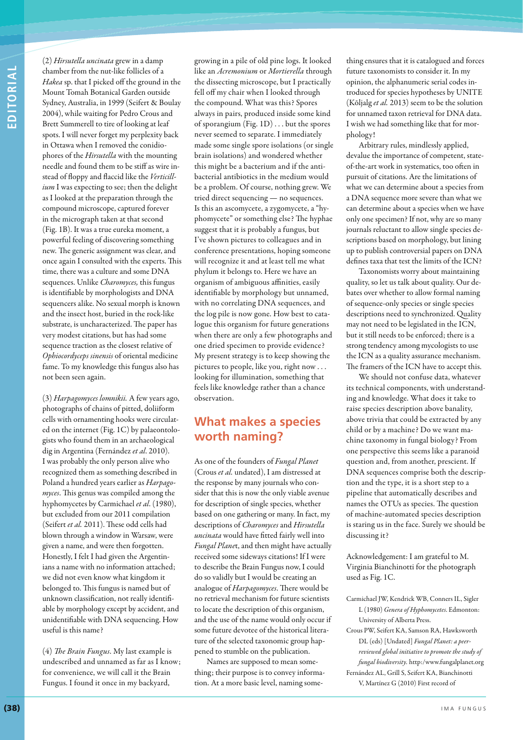(2) *Hirsutella uncinata* grew in a damp chamber from the nut-like follicles of a *Hakea* sp. that I picked off the ground in the Mount Tomah Botanical Garden outside Sydney, Australia, in 1999 (Seifert & Boulay 2004), while waiting for Pedro Crous and Brett Summerell to tire of looking at leaf spots. I will never forget my perplexity back in Ottawa when I removed the conidiophores of the *Hirsutella* with the mounting needle and found them to be stiff as wire instead of floppy and flaccid like the *Verticillium* I was expecting to see; then the delight as I looked at the preparation through the compound microscope, captured forever in the micrograph taken at that second (Fig. 1B). It was a true eureka moment, a powerful feeling of discovering something new. The generic assignment was clear, and once again I consulted with the experts. This time, there was a culture and some DNA sequences. Unlike *Charomyces,* this fungus is identifiable by morphologists and DNA sequencers alike. No sexual morph is known and the insect host, buried in the rock-like substrate, is uncharacterized. The paper has very modest citations, but has had some sequence traction as the closest relative of *Ophiocordyceps sinensis* of oriental medicine fame. To my knowledge this fungus also has not been seen again.

(3) *Harpagomyces lomnikii.* A few years ago, photographs of chains of pitted, doliiform cells with ornamenting hooks were circulated on the internet (Fig. 1C) by palaeontologists who found them in an archaeological dig in Argentina (Fernández *et al*. 2010). I was probably the only person alive who recognized them as something described in Poland a hundred years earlier as *Harpagomyces*. This genus was compiled among the hyphomycetes by Carmichael *et al*. (1980), but excluded from our 2011 compilation (Seifert *et al.* 2011). These odd cells had blown through a window in Warsaw, were given a name, and were then forgotten. Honestly, I felt I had given the Argentinians a name with no information attached; we did not even know what kingdom it belonged to. This fungus is named but of unknown classification, not really identifiable by morphology except by accident, and unidentifiable with DNA sequencing. How useful is this name?

(4) *The Brain Fungus*. My last example is undescribed and unnamed as far as I know; for convenience, we will call it the Brain Fungus. I found it once in my backyard, growing in a pile of old pine logs. It looked like an *Acremonium* or *Mortierella* through the dissecting microscope, but I practically fell off my chair when I looked through the compound. What was this? Spores always in pairs, produced inside some kind of sporangium (Fig. 1D) . . . but the spores never seemed to separate. I immediately made some single spore isolations (or single brain isolations) and wondered whether this might be a bacterium and if the antibacterial antibiotics in the medium would be a problem. Of course, nothing grew. We tried direct sequencing — no sequences. Is this an ascomycete, a zygomycete, a "hyphomycete" or something else? The hyphae suggest that it is probably a fungus, but I've shown pictures to colleagues and in conference presentations, hoping someone will recognize it and at least tell me what phylum it belongs to. Here we have an organism of ambiguous affinities, easily identifiable by morphology but unnamed, with no correlating DNA sequences, and the log pile is now gone. How best to catalogue this organism for future generations when there are only a few photographs and one dried specimen to provide evidence? My present strategy is to keep showing the pictures to people, like you, right now . . . looking for illumination, something that feels like knowledge rather than a chance observation.

## What makes a species worth naming?

As one of the founders of *Fungal Planet* (Crous *et al.* undated), I am distressed at the response by many journals who consider that this is now the only viable avenue for description of single species, whether based on one gathering or many. In fact, my descriptions of *Charomyces* and *Hirsutella uncinata* would have fitted fairly well into *Fungal Plane*t, and then might have actually received some sideways citations! If I were to describe the Brain Fungus now, I could do so validly but I would be creating an analogue of *Harpagomyces*. There would be no retrieval mechanism for future scientists to locate the description of this organism, and the use of the name would only occur if some future devotee of the historical literature of the selected taxonomic group happened to stumble on the publication.

Names are supposed to mean something; their purpose is to convey information. At a more basic level, naming something ensures that it is catalogued and forces future taxonomists to consider it. In my opinion, the alphanumeric serial codes introduced for species hypotheses by UNITE (Kõljalg *et al.* 2013) seem to be the solution for unnamed taxon retrieval for DNA data. I wish we had something like that for morphology!

Arbitrary rules, mindlessly applied, devalue the importance of competent, state-of-the-art work in systematics, too often in pursuit of citations. Are the limitations of what we can determine about a species from a DNA sequence more severe than what we can determine about a species when we have only one specimen? If not, why are so many journals reluctant to allow single species descriptions based on morphology, but lining up to publish controversial papers on DNA defines taxa that test the limits of the ICN?

Taxonomists worry about maintaining quality, so let us talk about quality. Our debates over whether to allow formal naming of sequence-only species or single species descriptions need to synchronized. Quality may not need to be legislated in the ICN, but it still needs to be enforced; there is a strong tendency among mycologists to use the ICN as a quality assurance mechanism. The framers of the ICN have to accept this.

We should not confuse data, whatever its technical components, with understanding and knowledge. What does it take to raise species description above banality, above trivia that could be extracted by any child or by a machine? Do we want machine taxonomy in fungal biology? From one perspective this seems like a paranoid question and, from another, prescient. If DNA sequences comprise both the description and the type, it is a short step to a pipeline that automatically describes and names the OTUs as species. The question of machine-automated species description is staring us in the face. Surely we should be discussing it?

Acknowledgement: I am grateful to M. Virginia Bianchinotti for the photograph used as Fig. 1C.

Carmichael JW, Kendrick WB, Conners IL, Sigler L (1980) *Genera of Hyphomycetes*. Edmonton: University of Alberta Press.

Crous PW, Seifert KA, Samson RA, Hawksworth DL (eds) [Undated] *Fungal Planet: a peer-reviewed global initiative to promote the study of fungal biodiversity.* http:/www.fungalplanet.org

Fernández AL, Grill S, Seifert KA, Bianchinotti V, Martínez G (2010) First record of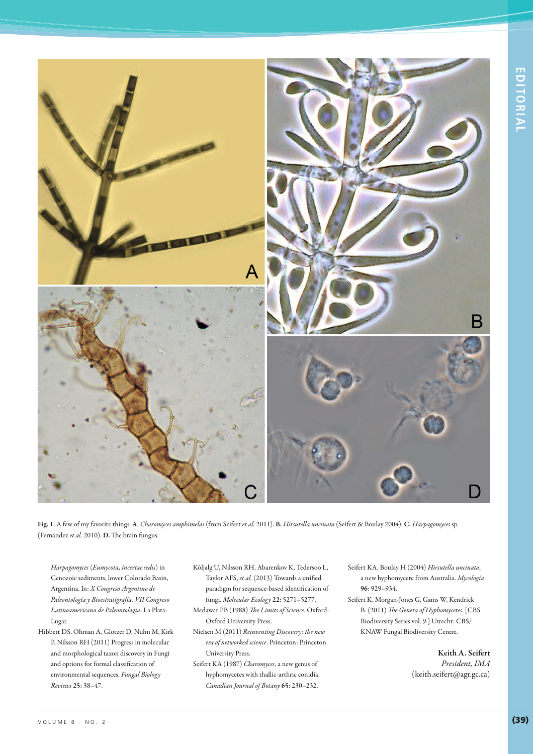Fig. 1. A few of my favorite things. **A.** *Charomyces amphimelas* (from Seifert *et al.* 2011). **B.** *Hirsutella uncinata* (Seifert & Boulay 2004). **C.** *Harpagomyces* sp. (Fernández *et al.* 2010). **D.** The brain fungus.

*Harpagomyces* (*Eumycota, incertae sedis*) in Cenozoic sediments, lower Colorado Basin, Argentina. In: *X Congreso Argentino de Paleontología y Bioestratigrafía. VII Congreso Latinoamericano de Paleontología*. La Plata: Lugar.

Hibbett DS, Ohman A, Glotzer D, Nuhn M, Kirk P, Nilsson RH (2011) Progress in molecular and morphological taxon discovery in Fungi and options for formal classification of environmental sequences. *Fungal Biology Reviews* **25**: 38–47.

Kõljalg U, Nilsson RH, Abarenkov K, Tedersoo L, Taylor AFS, *et al.* (2013) Towards a unified paradigm for sequence-based identification of fungi. *Molecular Ecology* **22**: 5271–5277.

Medawar PB (1988) *The Limits of Science*. Oxford: Oxford University Press.

Nielsen M (2011) *Reinventing Discovery: the new era of networked science*. Princeton: Princeton University Press.

Seifert KA (1987) *Charomyces*, a new genus of hyphomycetes with thallic-arthric conidia. *Canadian Journal of Botany* **65**: 230–232.

Seifert KA, Boulay H (2004) *Hirsutella uncinata*, a new hyphomycete from Australia. *Mycologia* **96**: 929–934.

Seifert K, Morgan-Jones G, Gams W, Kendrick B. (2011) *The Genera of Hyphomycetes*. [CBS Biodiversity Series vol. 9.] Utrecht: CBS/KNAW Fungal Biodiversity Centre.

**Keith A. Seifert**
*President, IMA*
(keith.seifert@agr.gc.ca)